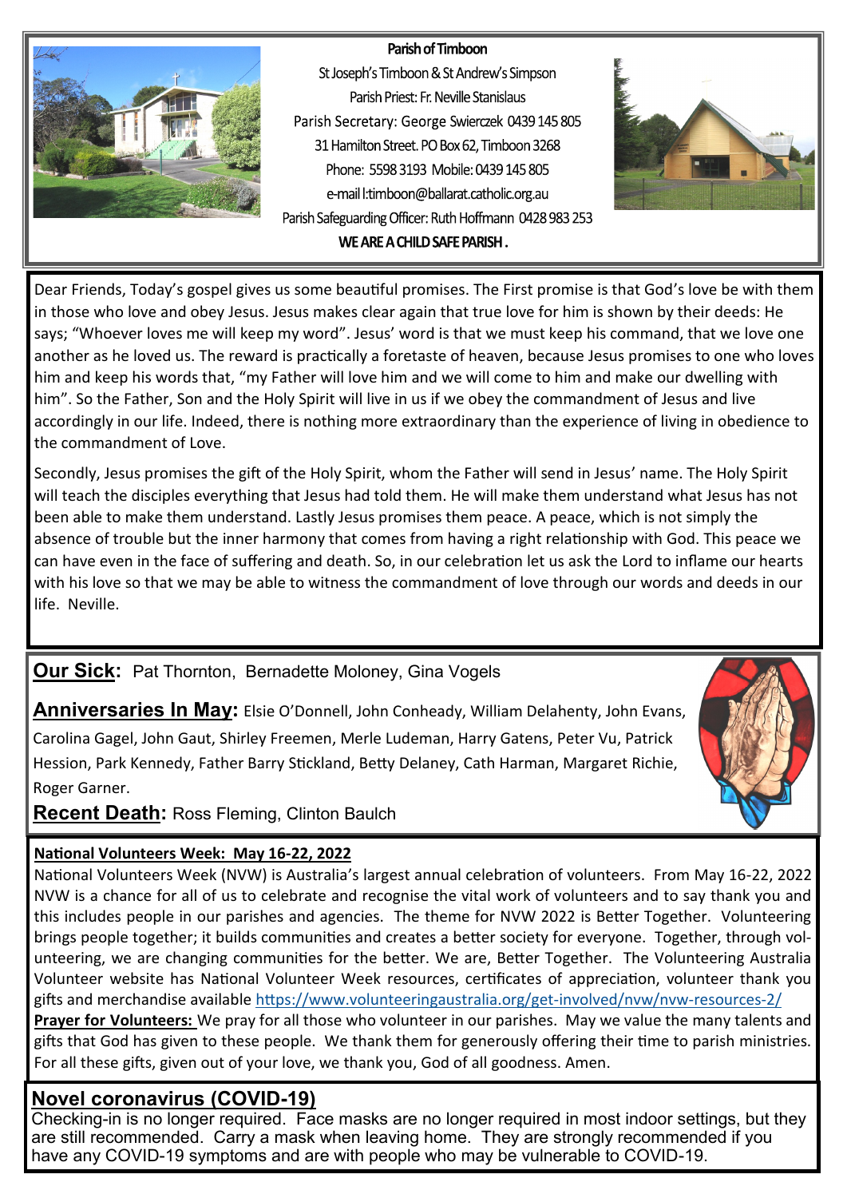**Parish of Timboon**

St Joseph's Timboon & St Andrew's Simpson

Parish Priest: Fr. Neville Stanislaus

Parish Secretary: George Swierczek 0439 145 805

31 Hamilton Street. PO Box 62, Timboon 3268

Phone: 5598 3193 Mobile: 0439 145 805

e-mail l:timboon@ballarat.catholic.org.au

Parish Safeguarding Officer: Ruth Hoffmann 0428 983 253

**WE ARE A CHILD SAFE PARISH .**

Dear Friends, Today's gospel gives us some beautiful promises. The First promise is that God's love be with them in those who love and obey Jesus. Jesus makes clear again that true love for him is shown by their deeds: He says; "Whoever loves me will keep my word". Jesus' word is that we must keep his command, that we love one another as he loved us. The reward is practically a foretaste of heaven, because Jesus promises to one who loves him and keep his words that, "my Father will love him and we will come to him and make our dwelling with him". So the Father, Son and the Holy Spirit will live in us if we obey the commandment of Jesus and live accordingly in our life. Indeed, there is nothing more extraordinary than the experience of living in obedience to the commandment of Love.

Secondly, Jesus promises the gift of the Holy Spirit, whom the Father will send in Jesus' name. The Holy Spirit will teach the disciples everything that Jesus had told them. He will make them understand what Jesus has not been able to make them understand. Lastly Jesus promises them peace. A peace, which is not simply the absence of trouble but the inner harmony that comes from having a right relationship with God. This peace we can have even in the face of suffering and death. So, in our celebration let us ask the Lord to inflame our hearts with his love so that we may be able to witness the commandment of love through our words and deeds in our life. Neville.

**Our Sick:** Pat Thornton, Bernadette Moloney, Gina Vogels

**Anniversaries In May:** Elsie O'Donnell, John Conheady, William Delahenty, John Evans, Carolina Gagel, John Gaut, Shirley Freemen, Merle Ludeman, Harry Gatens, Peter Vu, Patrick Hession, Park Kennedy, Father Barry Stickland, Betty Delaney, Cath Harman, Margaret Richie, Roger Garner.

**Recent Death:** Ross Fleming, Clinton Baulch

**National Volunteers Week: May 16-22, 2022**

National Volunteers Week (NVW) is Australia's largest annual celebration of volunteers. From May 16-22, 2022 NVW is a chance for all of us to celebrate and recognise the vital work of volunteers and to say thank you and this includes people in our parishes and agencies. The theme for NVW 2022 is Better Together. Volunteering brings people together; it builds communities and creates a better society for everyone. Together, through volunteering, we are changing communities for the better. We are, Better Together. The Volunteering Australia Volunteer website has National Volunteer Week resources, certificates of appreciation, volunteer thank you gifts and merchandise available https://www.volunteeringaustralia.org/get-involved/nvw/nvw-resources-2/

**Prayer for Volunteers:** We pray for all those who volunteer in our parishes. May we value the many talents and gifts that God has given to these people. We thank them for generously offering their time to parish ministries. For all these gifts, given out of your love, we thank you, God of all goodness. Amen.

## Novel coronavirus (COVID-19)

Checking-in is no longer required. Face masks are no longer required in most indoor settings, but they are still recommended. Carry a mask when leaving home. They are strongly recommended if you have any COVID-19 symptoms and are with people who may be vulnerable to COVID-19.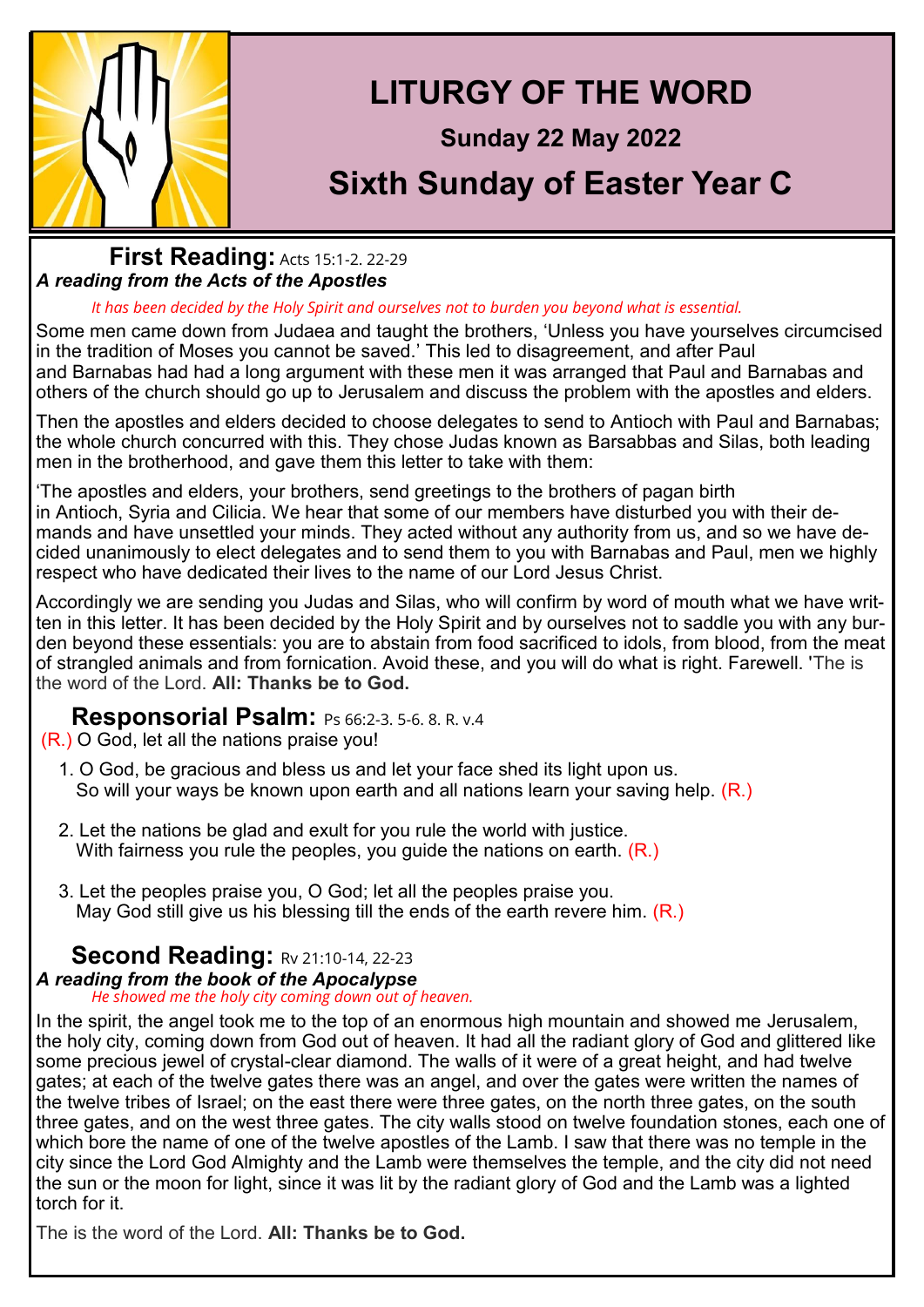# LITURGY OF THE WORD

### Sunday 22 May 2022

## Sixth Sunday of Easter Year C

## First Reading: Acts 15:1-2. 22-29

***A reading from the Acts of the Apostles***

*It has been decided by the Holy Spirit and ourselves not to burden you beyond what is essential.*

Some men came down from Judaea and taught the brothers, 'Unless you have yourselves circumcised in the tradition of Moses you cannot be saved.' This led to disagreement, and after Paul and Barnabas had had a long argument with these men it was arranged that Paul and Barnabas and others of the church should go up to Jerusalem and discuss the problem with the apostles and elders.

Then the apostles and elders decided to choose delegates to send to Antioch with Paul and Barnabas; the whole church concurred with this. They chose Judas known as Barsabbas and Silas, both leading men in the brotherhood, and gave them this letter to take with them:

'The apostles and elders, your brothers, send greetings to the brothers of pagan birth in Antioch, Syria and Cilicia. We hear that some of our members have disturbed you with their demands and have unsettled your minds. They acted without any authority from us, and so we have decided unanimously to elect delegates and to send them to you with Barnabas and Paul, men we highly respect who have dedicated their lives to the name of our Lord Jesus Christ.

Accordingly we are sending you Judas and Silas, who will confirm by word of mouth what we have written in this letter. It has been decided by the Holy Spirit and by ourselves not to saddle you with any burden beyond these essentials: you are to abstain from food sacrificed to idols, from blood, from the meat of strangled animals and from fornication. Avoid these, and you will do what is right. Farewell. 'The is the word of the Lord. **All: Thanks be to God.**

## Responsorial Psalm: Ps 66:2-3. 5-6. 8. R. v.4

(R.) O God, let all the nations praise you!

1. O God, be gracious and bless us and let your face shed its light upon us.
   So will your ways be known upon earth and all nations learn your saving help. (R.)

2. Let the nations be glad and exult for you rule the world with justice.
   With fairness you rule the peoples, you guide the nations on earth. (R.)

3. Let the peoples praise you, O God; let all the peoples praise you.
   May God still give us his blessing till the ends of the earth revere him. (R.)

## Second Reading: Rv 21:10-14, 22-23

***A reading from the book of the Apocalypse***

*He showed me the holy city coming down out of heaven.*

In the spirit, the angel took me to the top of an enormous high mountain and showed me Jerusalem, the holy city, coming down from God out of heaven. It had all the radiant glory of God and glittered like some precious jewel of crystal-clear diamond. The walls of it were of a great height, and had twelve gates; at each of the twelve gates there was an angel, and over the gates were written the names of the twelve tribes of Israel; on the east there were three gates, on the north three gates, on the south three gates, and on the west three gates. The city walls stood on twelve foundation stones, each one of which bore the name of one of the twelve apostles of the Lamb. I saw that there was no temple in the city since the Lord God Almighty and the Lamb were themselves the temple, and the city did not need the sun or the moon for light, since it was lit by the radiant glory of God and the Lamb was a lighted torch for it.

The is the word of the Lord. **All: Thanks be to God.**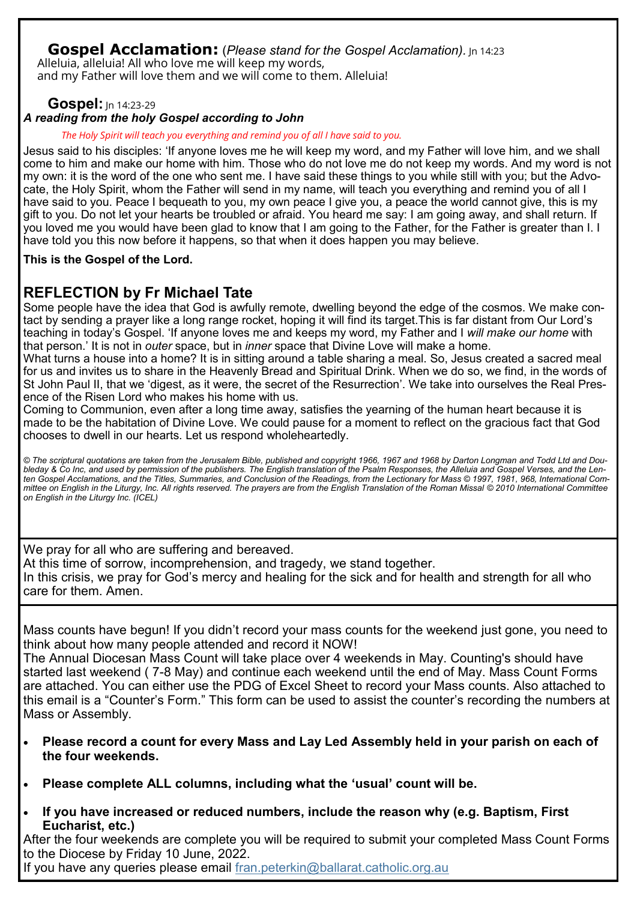## Gospel Acclamation: (*Please stand for the Gospel Acclamation).* Jn 14:23

Alleluia, alleluia! All who love me will keep my words,
and my Father will love them and we will come to them. Alleluia!

## Gospel: Jn 14:23-29

***A reading from the holy Gospel according to John***

*The Holy Spirit will teach you everything and remind you of all I have said to you.*

Jesus said to his disciples: 'If anyone loves me he will keep my word, and my Father will love him, and we shall come to him and make our home with him. Those who do not love me do not keep my words. And my word is not my own: it is the word of the one who sent me. I have said these things to you while still with you; but the Advocate, the Holy Spirit, whom the Father will send in my name, will teach you everything and remind you of all I have said to you. Peace I bequeath to you, my own peace I give you, a peace the world cannot give, this is my gift to you. Do not let your hearts be troubled or afraid. You heard me say: I am going away, and shall return. If you loved me you would have been glad to know that I am going to the Father, for the Father is greater than I. I have told you this now before it happens, so that when it does happen you may believe.

**This is the Gospel of the Lord.**

## REFLECTION by Fr Michael Tate

Some people have the idea that God is awfully remote, dwelling beyond the edge of the cosmos. We make contact by sending a prayer like a long range rocket, hoping it will find its target.This is far distant from Our Lord's teaching in today's Gospel. 'If anyone loves me and keeps my word, my Father and I *will make our home* with that person.' It is not in *outer* space, but in *inner* space that Divine Love will make a home.

What turns a house into a home? It is in sitting around a table sharing a meal. So, Jesus created a sacred meal for us and invites us to share in the Heavenly Bread and Spiritual Drink. When we do so, we find, in the words of St John Paul II, that we 'digest, as it were, the secret of the Resurrection'. We take into ourselves the Real Presence of the Risen Lord who makes his home with us.

Coming to Communion, even after a long time away, satisfies the yearning of the human heart because it is made to be the habitation of Divine Love. We could pause for a moment to reflect on the gracious fact that God chooses to dwell in our hearts. Let us respond wholeheartedly.

*© The scriptural quotations are taken from the Jerusalem Bible, published and copyright 1966, 1967 and 1968 by Darton Longman and Todd Ltd and Doubleday & Co Inc, and used by permission of the publishers. The English translation of the Psalm Responses, the Alleluia and Gospel Verses, and the Lenten Gospel Acclamations, and the Titles, Summaries, and Conclusion of the Readings, from the Lectionary for Mass © 1997, 1981, 968, International Committee on English in the Liturgy, Inc. All rights reserved. The prayers are from the English Translation of the Roman Missal © 2010 International Committee on English in the Liturgy Inc. (ICEL)*

---

We pray for all who are suffering and bereaved.
At this time of sorrow, incomprehension, and tragedy, we stand together.
In this crisis, we pray for God's mercy and healing for the sick and for health and strength for all who care for them. Amen.

---

Mass counts have begun! If you didn't record your mass counts for the weekend just gone, you need to think about how many people attended and record it NOW!

The Annual Diocesan Mass Count will take place over 4 weekends in May. Counting's should have started last weekend ( 7-8 May) and continue each weekend until the end of May. Mass Count Forms are attached. You can either use the PDG of Excel Sheet to record your Mass counts. Also attached to this email is a "Counter's Form." This form can be used to assist the counter's recording the numbers at Mass or Assembly.

- **Please record a count for every Mass and Lay Led Assembly held in your parish on each of the four weekends.**
- **Please complete ALL columns, including what the 'usual' count will be.**
- **If you have increased or reduced numbers, include the reason why (e.g. Baptism, First Eucharist, etc.)**

After the four weekends are complete you will be required to submit your completed Mass Count Forms to the Diocese by Friday 10 June, 2022.

If you have any queries please email fran.peterkin@ballarat.catholic.org.au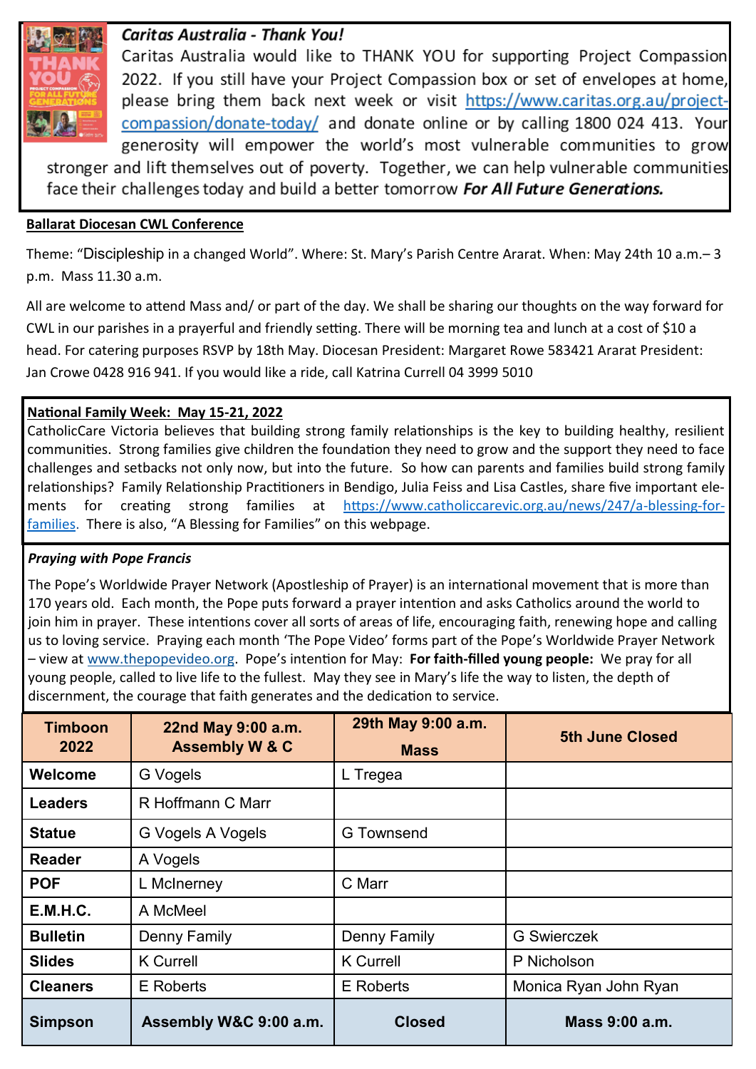### *Caritas Australia - Thank You!*

Caritas Australia would like to THANK YOU for supporting Project Compassion 2022. If you still have your Project Compassion box or set of envelopes at home, please bring them back next week or visit https://www.caritas.org.au/project-compassion/donate-today/ and donate online or by calling 1800 024 413. Your generosity will empower the world's most vulnerable communities to grow stronger and lift themselves out of poverty. Together, we can help vulnerable communities face their challenges today and build a better tomorrow ***For All Future Generations.***

**Ballarat Diocesan CWL Conference**

Theme: "Discipleship in a changed World". Where: St. Mary's Parish Centre Ararat. When: May 24th 10 a.m.– 3 p.m. Mass 11.30 a.m.

All are welcome to attend Mass and/ or part of the day. We shall be sharing our thoughts on the way forward for CWL in our parishes in a prayerful and friendly setting. There will be morning tea and lunch at a cost of $10 a head. For catering purposes RSVP by 18th May. Diocesan President: Margaret Rowe 583421 Ararat President: Jan Crowe 0428 916 941. If you would like a ride, call Katrina Currell 04 3999 5010

**National Family Week: May 15-21, 2022**

CatholicCare Victoria believes that building strong family relationships is the key to building healthy, resilient communities. Strong families give children the foundation they need to grow and the support they need to face challenges and setbacks not only now, but into the future. So how can parents and families build strong family relationships? Family Relationship Practitioners in Bendigo, Julia Feiss and Lisa Castles, share five important elements for creating strong families at https://www.catholiccarevic.org.au/news/247/a-blessing-for-families. There is also, "A Blessing for Families" on this webpage.

***Praying with Pope Francis***

The Pope's Worldwide Prayer Network (Apostleship of Prayer) is an international movement that is more than 170 years old. Each month, the Pope puts forward a prayer intention and asks Catholics around the world to join him in prayer. These intentions cover all sorts of areas of life, encouraging faith, renewing hope and calling us to loving service. Praying each month 'The Pope Video' forms part of the Pope's Worldwide Prayer Network – view at www.thepopevideo.org. Pope's intention for May: **For faith-filled young people:** We pray for all young people, called to live life to the fullest. May they see in Mary's life the way to listen, the depth of discernment, the courage that faith generates and the dedication to service.

| Timboon 2022 | 22nd May 9:00 a.m. Assembly W & C | 29th May 9:00 a.m. Mass | 5th June Closed |
|---|---|---|---|
| **Welcome** | G Vogels | L Tregea | |
| **Leaders** | R Hoffmann C Marr | | |
| **Statue** | G Vogels A Vogels | G Townsend | |
| **Reader** | A Vogels | | |
| **POF** | L McInerney | C Marr | |
| **E.M.H.C.** | A McMeel | | |
| **Bulletin** | Denny Family | Denny Family | G Swierczek |
| **Slides** | K Currell | K Currell | P Nicholson |
| **Cleaners** | E Roberts | E Roberts | Monica Ryan John Ryan |
| **Simpson** | **Assembly W&C 9:00 a.m.** | **Closed** | **Mass 9:00 a.m.** |